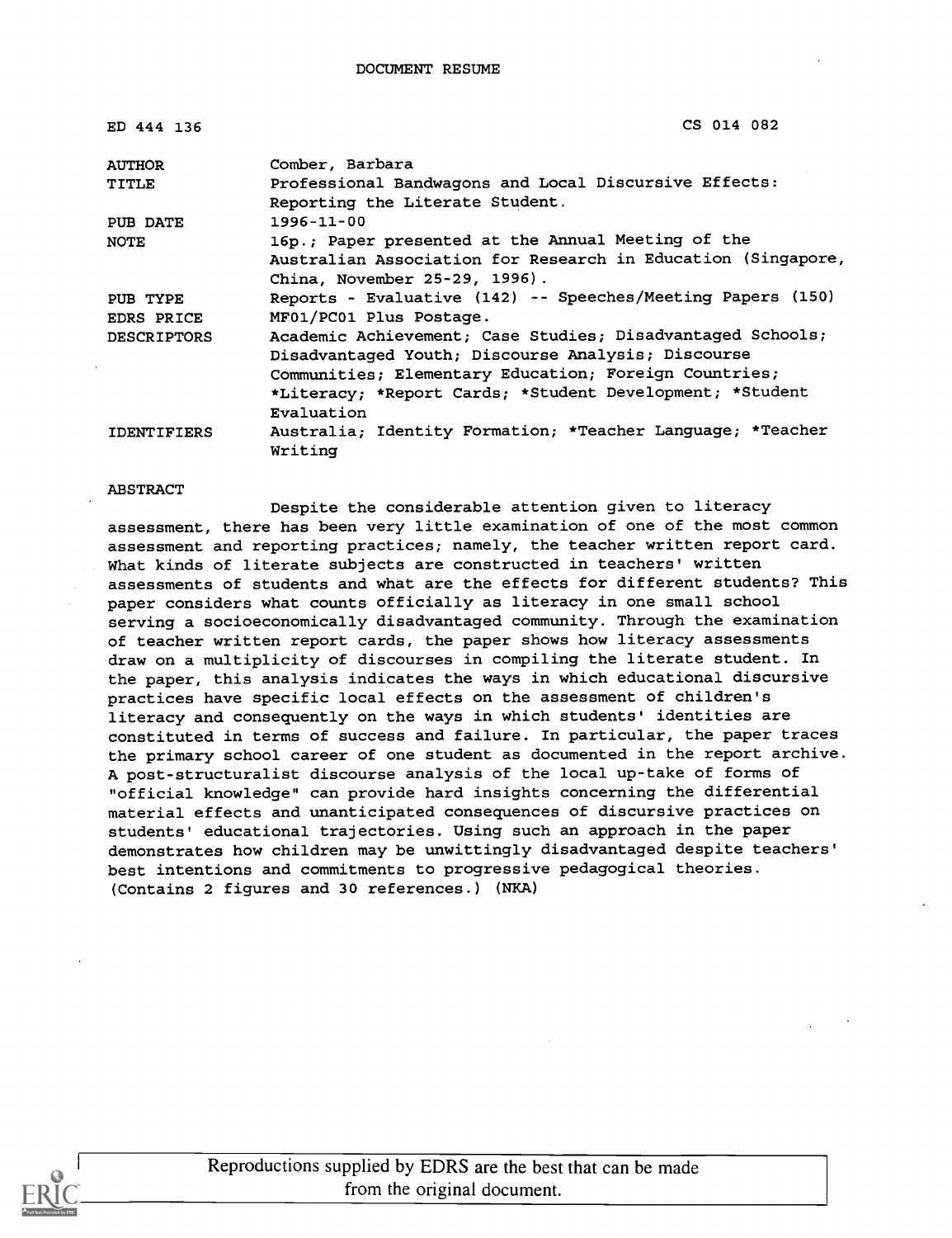DOCUMENT RESUME

| ED 444 136 | CS 014 082 |
|---|---|
| AUTHOR | Comber, Barbara |
| TITLE | Professional Bandwagons and Local Discursive Effects: Reporting the Literate Student. |
| PUB DATE | 1996-11-00 |
| NOTE | 16p.; Paper presented at the Annual Meeting of the Australian Association for Research in Education (Singapore, China, November 25-29, 1996). |
| PUB TYPE | Reports - Evaluative (142) -- Speeches/Meeting Papers (150) |
| EDRS PRICE | MF01/PC01 Plus Postage. |
| DESCRIPTORS | Academic Achievement; Case Studies; Disadvantaged Schools; Disadvantaged Youth; Discourse Analysis; Discourse Communities; Elementary Education; Foreign Countries; *Literacy; *Report Cards; *Student Development; *Student Evaluation |
| IDENTIFIERS | Australia; Identity Formation; *Teacher Language; *Teacher Writing |

ABSTRACT

Despite the considerable attention given to literacy assessment, there has been very little examination of one of the most common assessment and reporting practices; namely, the teacher written report card. What kinds of literate subjects are constructed in teachers' written assessments of students and what are the effects for different students? This paper considers what counts officially as literacy in one small school serving a socioeconomically disadvantaged community. Through the examination of teacher written report cards, the paper shows how literacy assessments draw on a multiplicity of discourses in compiling the literate student. In the paper, this analysis indicates the ways in which educational discursive practices have specific local effects on the assessment of children's literacy and consequently on the ways in which students' identities are constituted in terms of success and failure. In particular, the paper traces the primary school career of one student as documented in the report archive. A post-structuralist discourse analysis of the local up-take of forms of "official knowledge" can provide hard insights concerning the differential material effects and unanticipated consequences of discursive practices on students' educational trajectories. Using such an approach in the paper demonstrates how children may be unwittingly disadvantaged despite teachers' best intentions and commitments to progressive pedagogical theories. (Contains 2 figures and 30 references.) (NKA)

Reproductions supplied by EDRS are the best that can be made from the original document.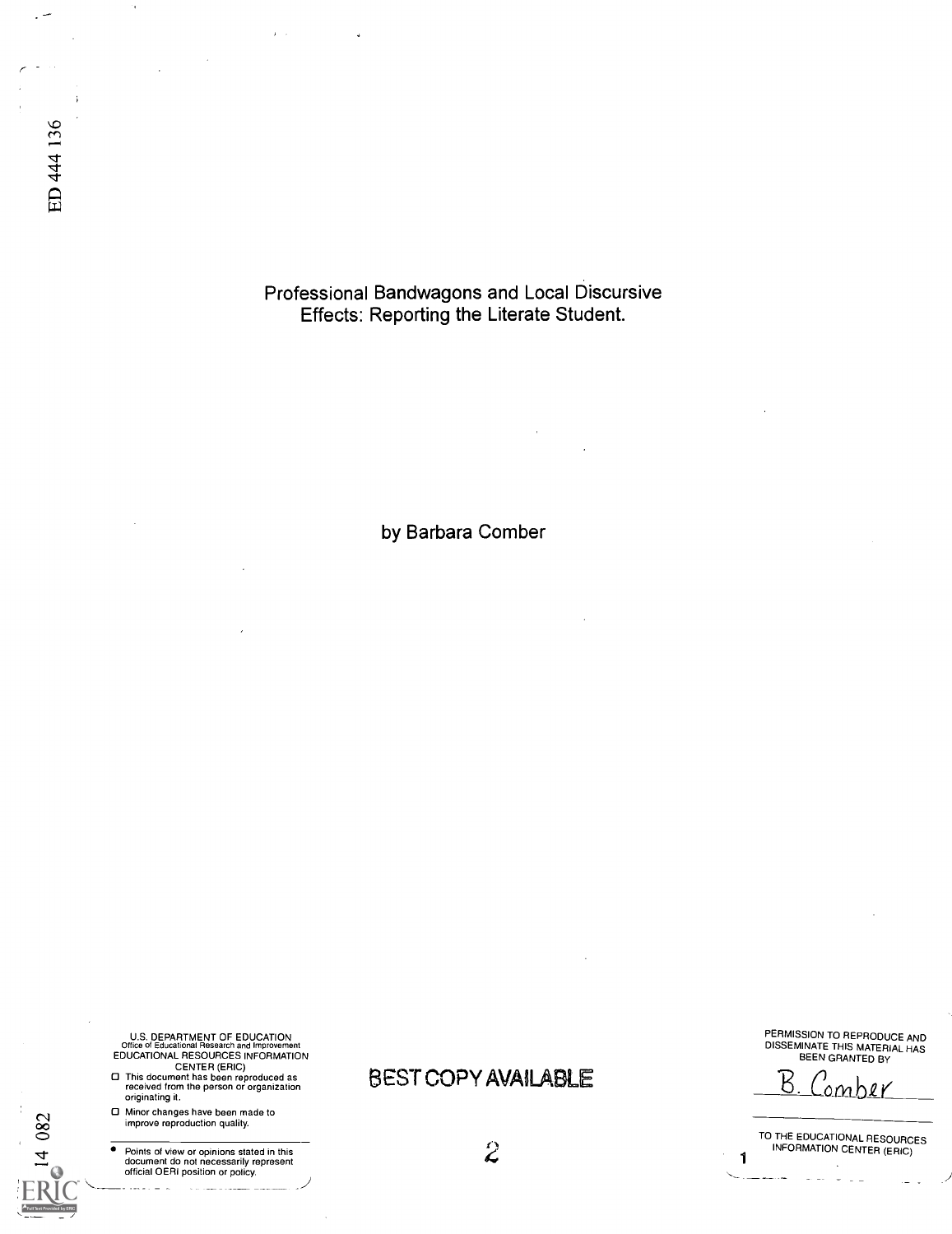ED 444 136

# Professional Bandwagons and Local Discursive Effects: Reporting the Literate Student.

by Barbara Comber

U.S. DEPARTMENT OF EDUCATION
Office of Educational Research and Improvement
EDUCATIONAL RESOURCES INFORMATION CENTER (ERIC)

- This document has been reproduced as received from the person or organization originating it.
- Minor changes have been made to improve reproduction quality.
- Points of view or opinions stated in this document do not necessarily represent official OERI position or policy.

BEST COPY AVAILABLE

PERMISSION TO REPRODUCE AND DISSEMINATE THIS MATERIAL HAS BEEN GRANTED BY

B. Comber

TO THE EDUCATIONAL RESOURCES INFORMATION CENTER (ERIC)

14 082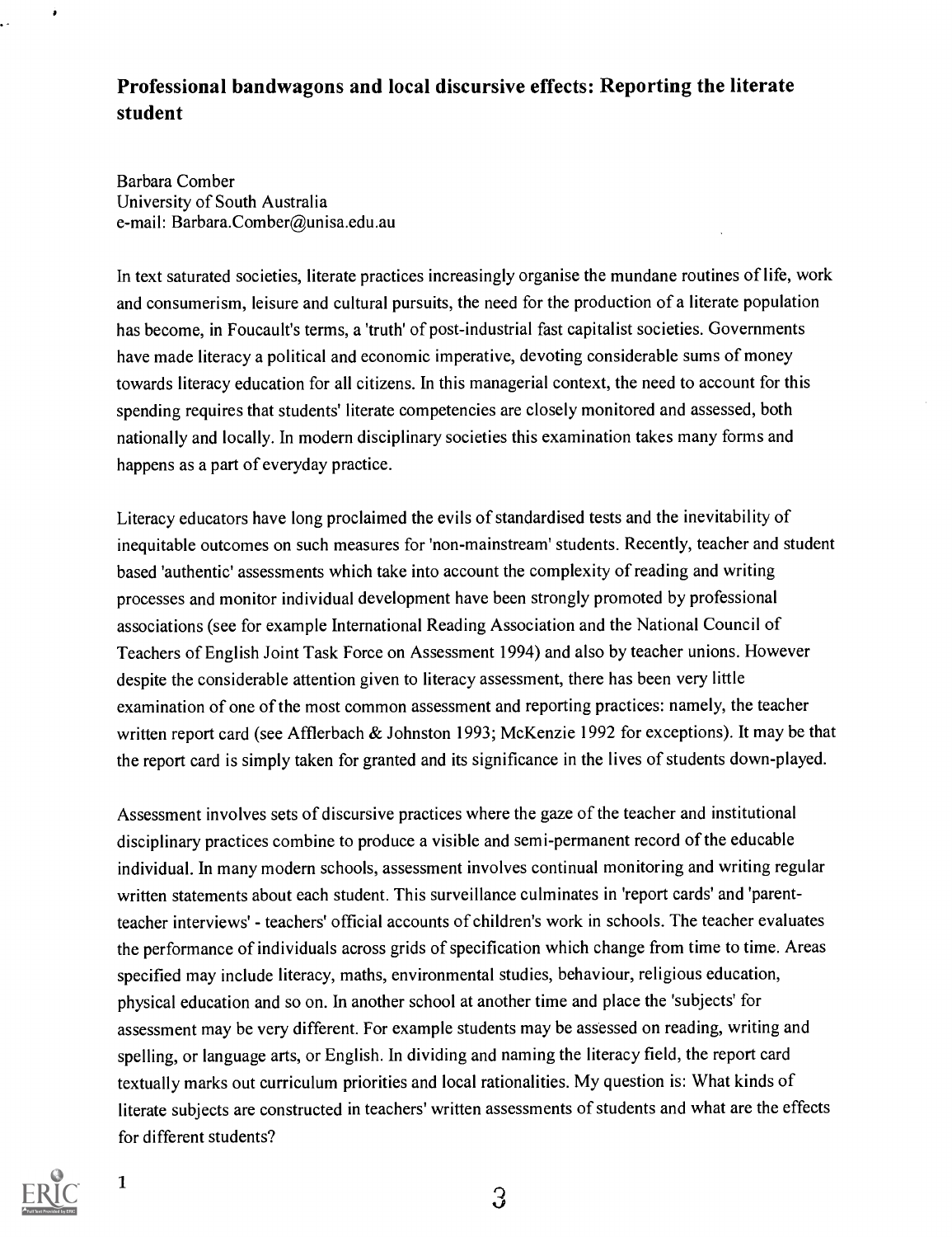# Professional bandwagons and local discursive effects: Reporting the literate student

Barbara Comber
University of South Australia
e-mail: Barbara.Comber@unisa.edu.au

In text saturated societies, literate practices increasingly organise the mundane routines of life, work and consumerism, leisure and cultural pursuits, the need for the production of a literate population has become, in Foucault's terms, a 'truth' of post-industrial fast capitalist societies. Governments have made literacy a political and economic imperative, devoting considerable sums of money towards literacy education for all citizens. In this managerial context, the need to account for this spending requires that students' literate competencies are closely monitored and assessed, both nationally and locally. In modern disciplinary societies this examination takes many forms and happens as a part of everyday practice.

Literacy educators have long proclaimed the evils of standardised tests and the inevitability of inequitable outcomes on such measures for 'non-mainstream' students. Recently, teacher and student based 'authentic' assessments which take into account the complexity of reading and writing processes and monitor individual development have been strongly promoted by professional associations (see for example International Reading Association and the National Council of Teachers of English Joint Task Force on Assessment 1994) and also by teacher unions. However despite the considerable attention given to literacy assessment, there has been very little examination of one of the most common assessment and reporting practices: namely, the teacher written report card (see Afflerbach & Johnston 1993; McKenzie 1992 for exceptions). It may be that the report card is simply taken for granted and its significance in the lives of students down-played.

Assessment involves sets of discursive practices where the gaze of the teacher and institutional disciplinary practices combine to produce a visible and semi-permanent record of the educable individual. In many modern schools, assessment involves continual monitoring and writing regular written statements about each student. This surveillance culminates in 'report cards' and 'parent-teacher interviews' - teachers' official accounts of children's work in schools. The teacher evaluates the performance of individuals across grids of specification which change from time to time. Areas specified may include literacy, maths, environmental studies, behaviour, religious education, physical education and so on. In another school at another time and place the 'subjects' for assessment may be very different. For example students may be assessed on reading, writing and spelling, or language arts, or English. In dividing and naming the literacy field, the report card textually marks out curriculum priorities and local rationalities. My question is: What kinds of literate subjects are constructed in teachers' written assessments of students and what are the effects for different students?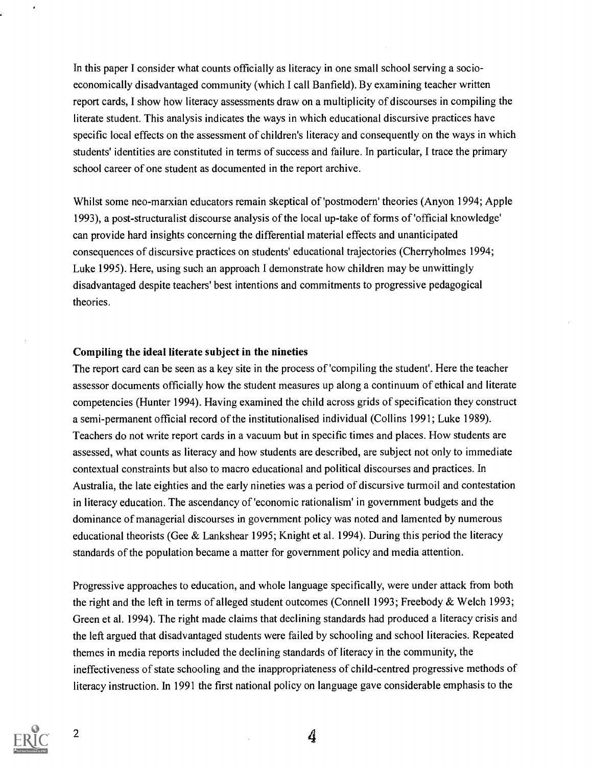In this paper I consider what counts officially as literacy in one small school serving a socio-economically disadvantaged community (which I call Banfield). By examining teacher written report cards, I show how literacy assessments draw on a multiplicity of discourses in compiling the literate student. This analysis indicates the ways in which educational discursive practices have specific local effects on the assessment of children's literacy and consequently on the ways in which students' identities are constituted in terms of success and failure. In particular, I trace the primary school career of one student as documented in the report archive.

Whilst some neo-marxian educators remain skeptical of 'postmodern' theories (Anyon 1994; Apple 1993), a post-structuralist discourse analysis of the local up-take of forms of 'official knowledge' can provide hard insights concerning the differential material effects and unanticipated consequences of discursive practices on students' educational trajectories (Cherryholmes 1994; Luke 1995). Here, using such an approach I demonstrate how children may be unwittingly disadvantaged despite teachers' best intentions and commitments to progressive pedagogical theories.

### Compiling the ideal literate subject in the nineties

The report card can be seen as a key site in the process of 'compiling the student'. Here the teacher assessor documents officially how the student measures up along a continuum of ethical and literate competencies (Hunter 1994). Having examined the child across grids of specification they construct a semi-permanent official record of the institutionalised individual (Collins 1991; Luke 1989). Teachers do not write report cards in a vacuum but in specific times and places. How students are assessed, what counts as literacy and how students are described, are subject not only to immediate contextual constraints but also to macro educational and political discourses and practices. In Australia, the late eighties and the early nineties was a period of discursive turmoil and contestation in literacy education. The ascendancy of 'economic rationalism' in government budgets and the dominance of managerial discourses in government policy was noted and lamented by numerous educational theorists (Gee & Lankshear 1995; Knight et al. 1994). During this period the literacy standards of the population became a matter for government policy and media attention.

Progressive approaches to education, and whole language specifically, were under attack from both the right and the left in terms of alleged student outcomes (Connell 1993; Freebody & Welch 1993; Green et al. 1994). The right made claims that declining standards had produced a literacy crisis and the left argued that disadvantaged students were failed by schooling and school literacies. Repeated themes in media reports included the declining standards of literacy in the community, the ineffectiveness of state schooling and the inappropriateness of child-centred progressive methods of literacy instruction. In 1991 the first national policy on language gave considerable emphasis to the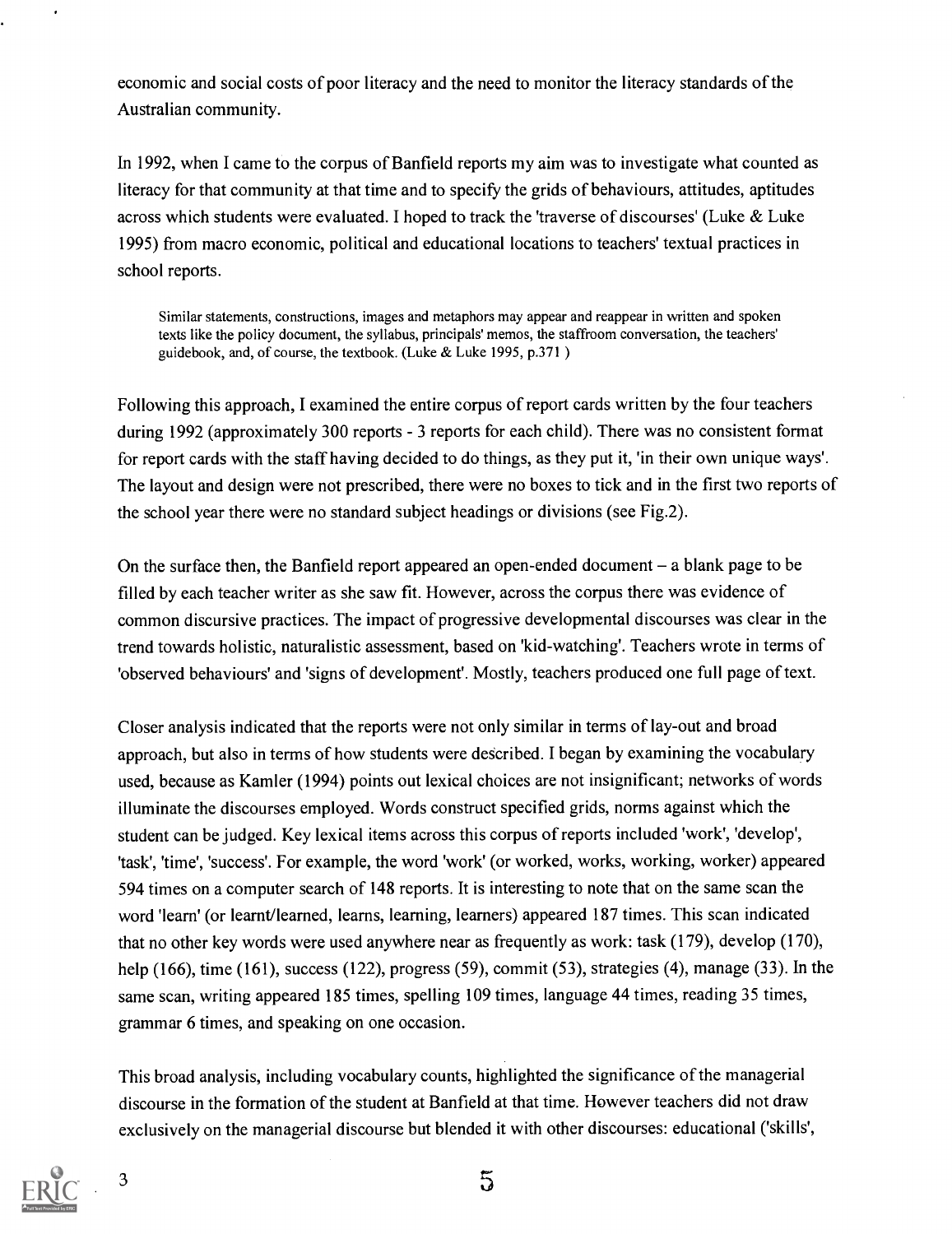economic and social costs of poor literacy and the need to monitor the literacy standards of the Australian community.

In 1992, when I came to the corpus of Banfield reports my aim was to investigate what counted as literacy for that community at that time and to specify the grids of behaviours, attitudes, aptitudes across which students were evaluated. I hoped to track the 'traverse of discourses' (Luke & Luke 1995) from macro economic, political and educational locations to teachers' textual practices in school reports.

> Similar statements, constructions, images and metaphors may appear and reappear in written and spoken texts like the policy document, the syllabus, principals' memos, the staffroom conversation, the teachers' guidebook, and, of course, the textbook. (Luke & Luke 1995, p.371 )

Following this approach, I examined the entire corpus of report cards written by the four teachers during 1992 (approximately 300 reports - 3 reports for each child). There was no consistent format for report cards with the staff having decided to do things, as they put it, 'in their own unique ways'. The layout and design were not prescribed, there were no boxes to tick and in the first two reports of the school year there were no standard subject headings or divisions (see Fig.2).

On the surface then, the Banfield report appeared an open-ended document – a blank page to be filled by each teacher writer as she saw fit. However, across the corpus there was evidence of common discursive practices. The impact of progressive developmental discourses was clear in the trend towards holistic, naturalistic assessment, based on 'kid-watching'. Teachers wrote in terms of 'observed behaviours' and 'signs of development'. Mostly, teachers produced one full page of text.

Closer analysis indicated that the reports were not only similar in terms of lay-out and broad approach, but also in terms of how students were described. I began by examining the vocabulary used, because as Kamler (1994) points out lexical choices are not insignificant; networks of words illuminate the discourses employed. Words construct specified grids, norms against which the student can be judged. Key lexical items across this corpus of reports included 'work', 'develop', 'task', 'time', 'success'. For example, the word 'work' (or worked, works, working, worker) appeared 594 times on a computer search of 148 reports. It is interesting to note that on the same scan the word 'learn' (or learnt/learned, learns, learning, learners) appeared 187 times. This scan indicated that no other key words were used anywhere near as frequently as work: task (179), develop (170), help (166), time (161), success (122), progress (59), commit (53), strategies (4), manage (33). In the same scan, writing appeared 185 times, spelling 109 times, language 44 times, reading 35 times, grammar 6 times, and speaking on one occasion.

This broad analysis, including vocabulary counts, highlighted the significance of the managerial discourse in the formation of the student at Banfield at that time. However teachers did not draw exclusively on the managerial discourse but blended it with other discourses: educational ('skills',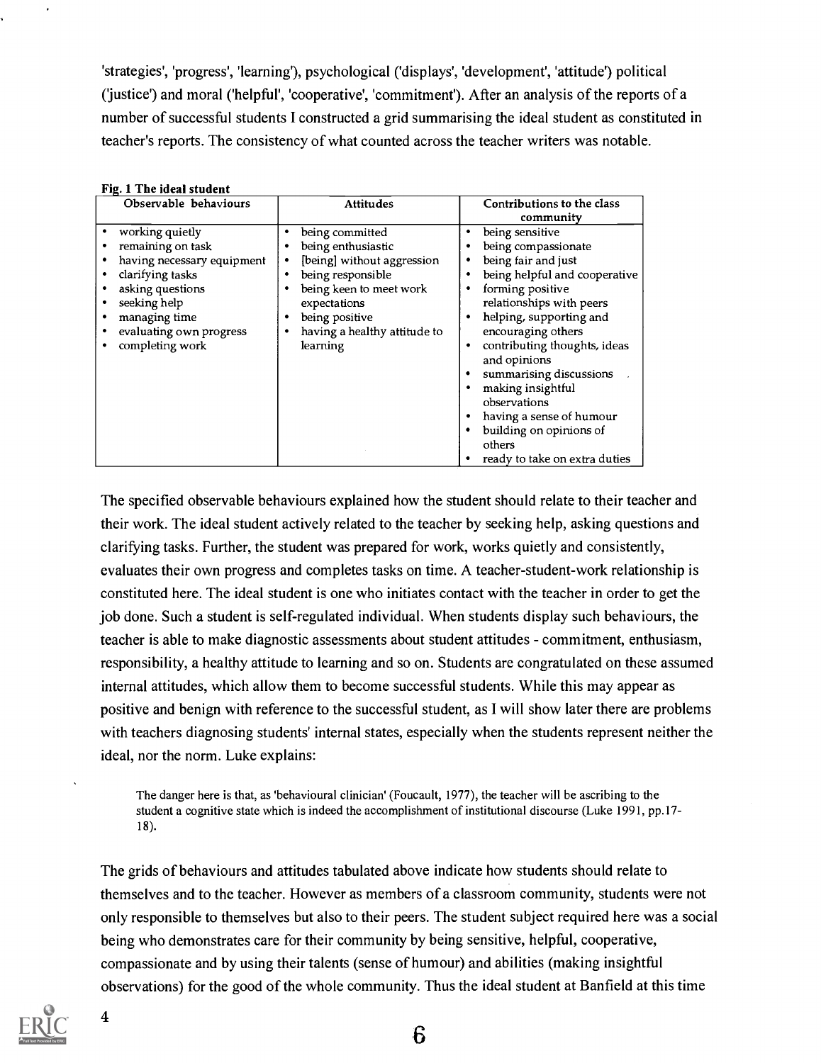'strategies', 'progress', 'learning'), psychological ('displays', 'development', 'attitude') political ('justice') and moral ('helpful', 'cooperative', 'commitment'). After an analysis of the reports of a number of successful students I constructed a grid summarising the ideal student as constituted in teacher's reports. The consistency of what counted across the teacher writers was notable.

**Fig. 1 The ideal student**

| Observable behaviours | Attitudes | Contributions to the class community |
|---|---|---|
| • working quietly<br>• remaining on task<br>• having necessary equipment<br>• clarifying tasks<br>• asking questions<br>• seeking help<br>• managing time<br>• evaluating own progress<br>• completing work | • being committed<br>• being enthusiastic<br>• [being] without aggression<br>• being responsible<br>• being keen to meet work expectations<br>• being positive<br>• having a healthy attitude to learning | • being sensitive<br>• being compassionate<br>• being fair and just<br>• being helpful and cooperative<br>• forming positive relationships with peers<br>• helping, supporting and encouraging others<br>• contributing thoughts, ideas and opinions<br>• summarising discussions<br>• making insightful observations<br>• having a sense of humour<br>• building on opinions of others<br>• ready to take on extra duties |

The specified observable behaviours explained how the student should relate to their teacher and their work. The ideal student actively related to the teacher by seeking help, asking questions and clarifying tasks. Further, the student was prepared for work, works quietly and consistently, evaluates their own progress and completes tasks on time. A teacher-student-work relationship is constituted here. The ideal student is one who initiates contact with the teacher in order to get the job done. Such a student is self-regulated individual. When students display such behaviours, the teacher is able to make diagnostic assessments about student attitudes - commitment, enthusiasm, responsibility, a healthy attitude to learning and so on. Students are congratulated on these assumed internal attitudes, which allow them to become successful students. While this may appear as positive and benign with reference to the successful student, as I will show later there are problems with teachers diagnosing students' internal states, especially when the students represent neither the ideal, nor the norm. Luke explains:

> The danger here is that, as 'behavioural clinician' (Foucault, 1977), the teacher will be ascribing to the student a cognitive state which is indeed the accomplishment of institutional discourse (Luke 1991, pp.17-18).

The grids of behaviours and attitudes tabulated above indicate how students should relate to themselves and to the teacher. However as members of a classroom community, students were not only responsible to themselves but also to their peers. The student subject required here was a social being who demonstrates care for their community by being sensitive, helpful, cooperative, compassionate and by using their talents (sense of humour) and abilities (making insightful observations) for the good of the whole community. Thus the ideal student at Banfield at this time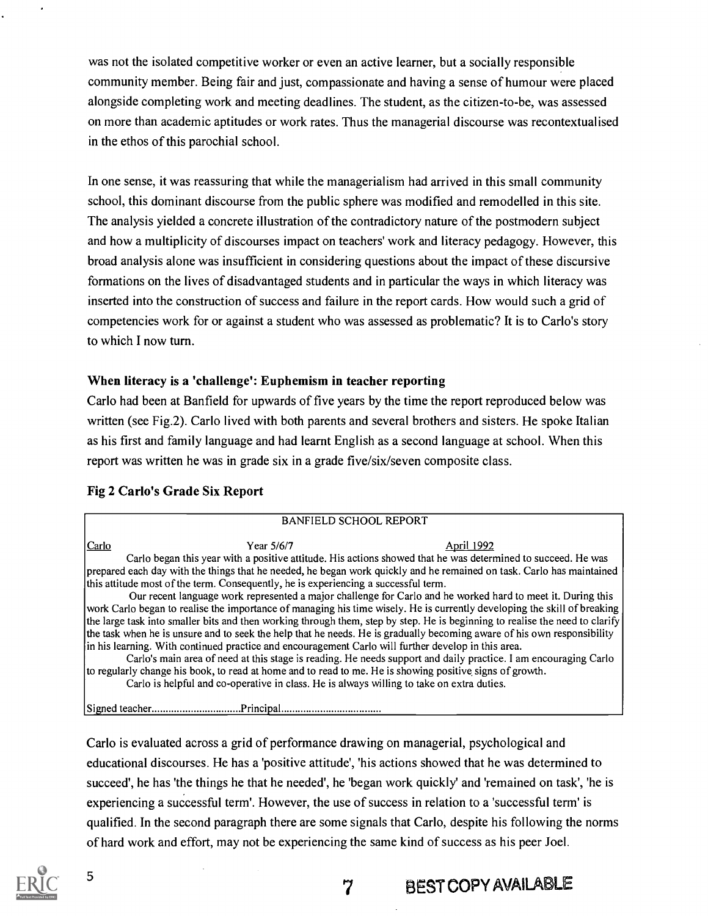was not the isolated competitive worker or even an active learner, but a socially responsible community member. Being fair and just, compassionate and having a sense of humour were placed alongside completing work and meeting deadlines. The student, as the citizen-to-be, was assessed on more than academic aptitudes or work rates. Thus the managerial discourse was recontextualised in the ethos of this parochial school.

In one sense, it was reassuring that while the managerialism had arrived in this small community school, this dominant discourse from the public sphere was modified and remodelled in this site. The analysis yielded a concrete illustration of the contradictory nature of the postmodern subject and how a multiplicity of discourses impact on teachers' work and literacy pedagogy. However, this broad analysis alone was insufficient in considering questions about the impact of these discursive formations on the lives of disadvantaged students and in particular the ways in which literacy was inserted into the construction of success and failure in the report cards. How would such a grid of competencies work for or against a student who was assessed as problematic? It is to Carlo's story to which I now turn.

### When literacy is a 'challenge': Euphemism in teacher reporting

Carlo had been at Banfield for upwards of five years by the time the report reproduced below was written (see Fig.2). Carlo lived with both parents and several brothers and sisters. He spoke Italian as his first and family language and had learnt English as a second language at school. When this report was written he was in grade six in a grade five/six/seven composite class.

### Fig 2 Carlo's Grade Six Report

BANFIELD SCHOOL REPORT

Carlo  Year 5/6/7  April 1992

Carlo began this year with a positive attitude. His actions showed that he was determined to succeed. He was prepared each day with the things that he needed, he began work quickly and he remained on task. Carlo has maintained this attitude most of the term. Consequently, he is experiencing a successful term.

Our recent language work represented a major challenge for Carlo and he worked hard to meet it. During this work Carlo began to realise the importance of managing his time wisely. He is currently developing the skill of breaking the large task into smaller bits and then working through them, step by step. He is beginning to realise the need to clarify the task when he is unsure and to seek the help that he needs. He is gradually becoming aware of his own responsibility in his learning. With continued practice and encouragement Carlo will further develop in this area.

Carlo's main area of need at this stage is reading. He needs support and daily practice. I am encouraging Carlo to regularly change his book, to read at home and to read to me. He is showing positive signs of growth.

Carlo is helpful and co-operative in class. He is always willing to take on extra duties.

Signed teacher................................Principal....................................

Carlo is evaluated across a grid of performance drawing on managerial, psychological and educational discourses. He has a 'positive attitude', 'his actions showed that he was determined to succeed', he has 'the things he that he needed', he 'began work quickly' and 'remained on task', 'he is experiencing a successful term'. However, the use of success in relation to a 'successful term' is qualified. In the second paragraph there are some signals that Carlo, despite his following the norms of hard work and effort, may not be experiencing the same kind of success as his peer Joel.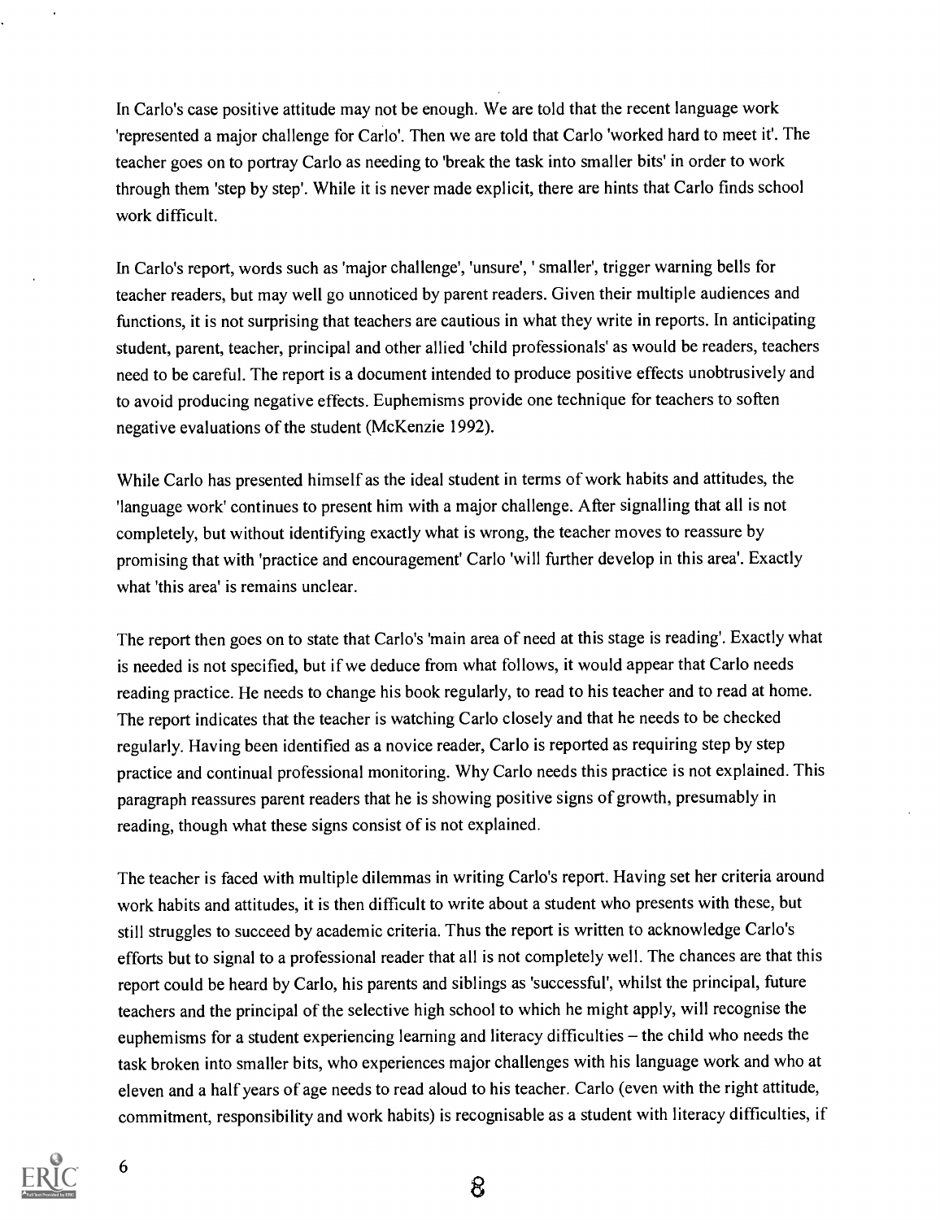In Carlo's case positive attitude may not be enough. We are told that the recent language work 'represented a major challenge for Carlo'. Then we are told that Carlo 'worked hard to meet it'. The teacher goes on to portray Carlo as needing to 'break the task into smaller bits' in order to work through them 'step by step'. While it is never made explicit, there are hints that Carlo finds school work difficult.

In Carlo's report, words such as 'major challenge', 'unsure', ' smaller', trigger warning bells for teacher readers, but may well go unnoticed by parent readers. Given their multiple audiences and functions, it is not surprising that teachers are cautious in what they write in reports. In anticipating student, parent, teacher, principal and other allied 'child professionals' as would be readers, teachers need to be careful. The report is a document intended to produce positive effects unobtrusively and to avoid producing negative effects. Euphemisms provide one technique for teachers to soften negative evaluations of the student (McKenzie 1992).

While Carlo has presented himself as the ideal student in terms of work habits and attitudes, the 'language work' continues to present him with a major challenge. After signalling that all is not completely, but without identifying exactly what is wrong, the teacher moves to reassure by promising that with 'practice and encouragement' Carlo 'will further develop in this area'. Exactly what 'this area' is remains unclear.

The report then goes on to state that Carlo's 'main area of need at this stage is reading'. Exactly what is needed is not specified, but if we deduce from what follows, it would appear that Carlo needs reading practice. He needs to change his book regularly, to read to his teacher and to read at home. The report indicates that the teacher is watching Carlo closely and that he needs to be checked regularly. Having been identified as a novice reader, Carlo is reported as requiring step by step practice and continual professional monitoring. Why Carlo needs this practice is not explained. This paragraph reassures parent readers that he is showing positive signs of growth, presumably in reading, though what these signs consist of is not explained.

The teacher is faced with multiple dilemmas in writing Carlo's report. Having set her criteria around work habits and attitudes, it is then difficult to write about a student who presents with these, but still struggles to succeed by academic criteria. Thus the report is written to acknowledge Carlo's efforts but to signal to a professional reader that all is not completely well. The chances are that this report could be heard by Carlo, his parents and siblings as 'successful', whilst the principal, future teachers and the principal of the selective high school to which he might apply, will recognise the euphemisms for a student experiencing learning and literacy difficulties – the child who needs the task broken into smaller bits, who experiences major challenges with his language work and who at eleven and a half years of age needs to read aloud to his teacher. Carlo (even with the right attitude, commitment, responsibility and work habits) is recognisable as a student with literacy difficulties, if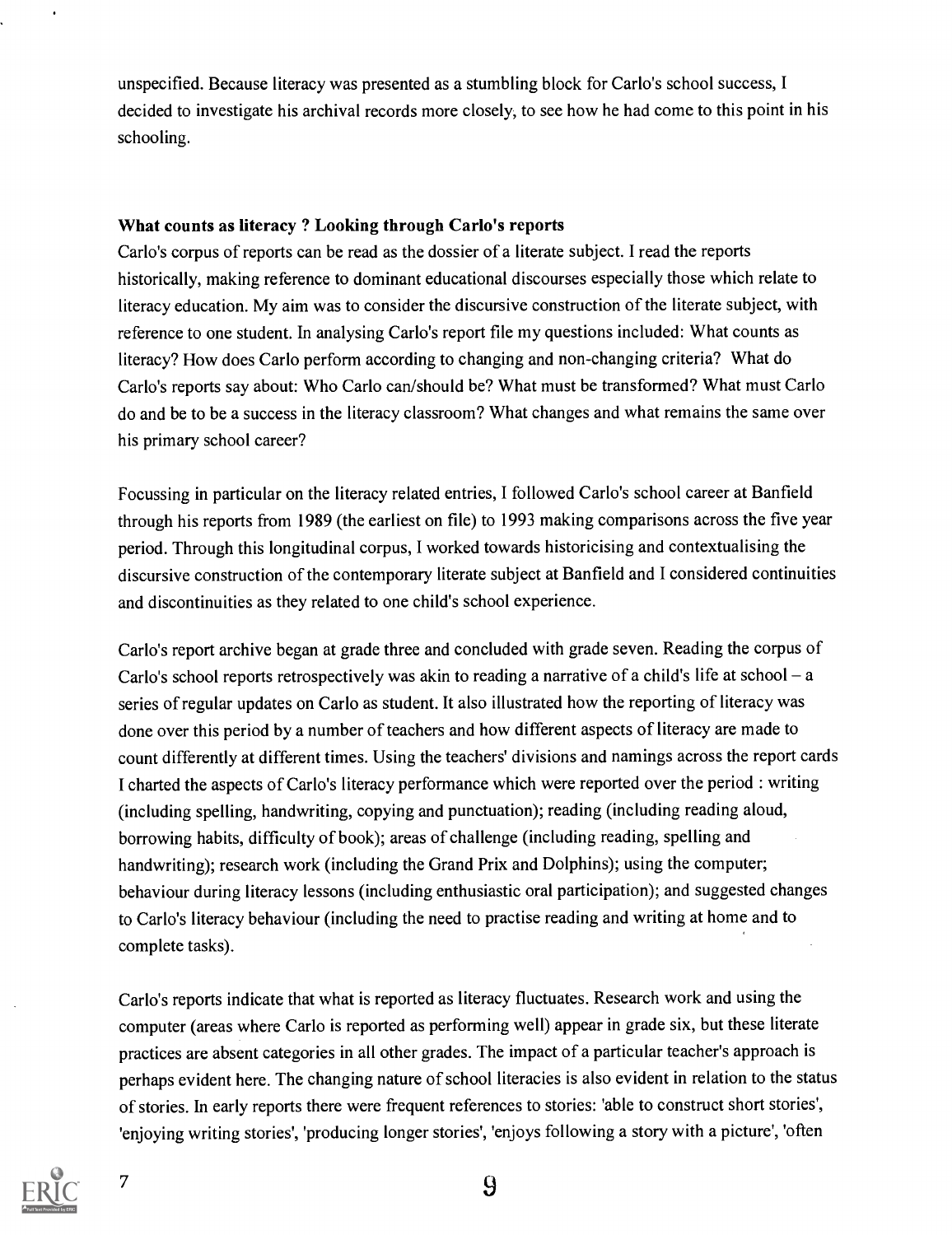unspecified. Because literacy was presented as a stumbling block for Carlo's school success, I decided to investigate his archival records more closely, to see how he had come to this point in his schooling.

**What counts as literacy ? Looking through Carlo's reports**

Carlo's corpus of reports can be read as the dossier of a literate subject. I read the reports historically, making reference to dominant educational discourses especially those which relate to literacy education. My aim was to consider the discursive construction of the literate subject, with reference to one student. In analysing Carlo's report file my questions included: What counts as literacy? How does Carlo perform according to changing and non-changing criteria? What do Carlo's reports say about: Who Carlo can/should be? What must be transformed? What must Carlo do and be to be a success in the literacy classroom? What changes and what remains the same over his primary school career?

Focussing in particular on the literacy related entries, I followed Carlo's school career at Banfield through his reports from 1989 (the earliest on file) to 1993 making comparisons across the five year period. Through this longitudinal corpus, I worked towards historicising and contextualising the discursive construction of the contemporary literate subject at Banfield and I considered continuities and discontinuities as they related to one child's school experience.

Carlo's report archive began at grade three and concluded with grade seven. Reading the corpus of Carlo's school reports retrospectively was akin to reading a narrative of a child's life at school – a series of regular updates on Carlo as student. It also illustrated how the reporting of literacy was done over this period by a number of teachers and how different aspects of literacy are made to count differently at different times. Using the teachers' divisions and namings across the report cards I charted the aspects of Carlo's literacy performance which were reported over the period : writing (including spelling, handwriting, copying and punctuation); reading (including reading aloud, borrowing habits, difficulty of book); areas of challenge (including reading, spelling and handwriting); research work (including the Grand Prix and Dolphins); using the computer; behaviour during literacy lessons (including enthusiastic oral participation); and suggested changes to Carlo's literacy behaviour (including the need to practise reading and writing at home and to complete tasks).

Carlo's reports indicate that what is reported as literacy fluctuates. Research work and using the computer (areas where Carlo is reported as performing well) appear in grade six, but these literate practices are absent categories in all other grades. The impact of a particular teacher's approach is perhaps evident here. The changing nature of school literacies is also evident in relation to the status of stories. In early reports there were frequent references to stories: 'able to construct short stories', 'enjoying writing stories', 'producing longer stories', 'enjoys following a story with a picture', 'often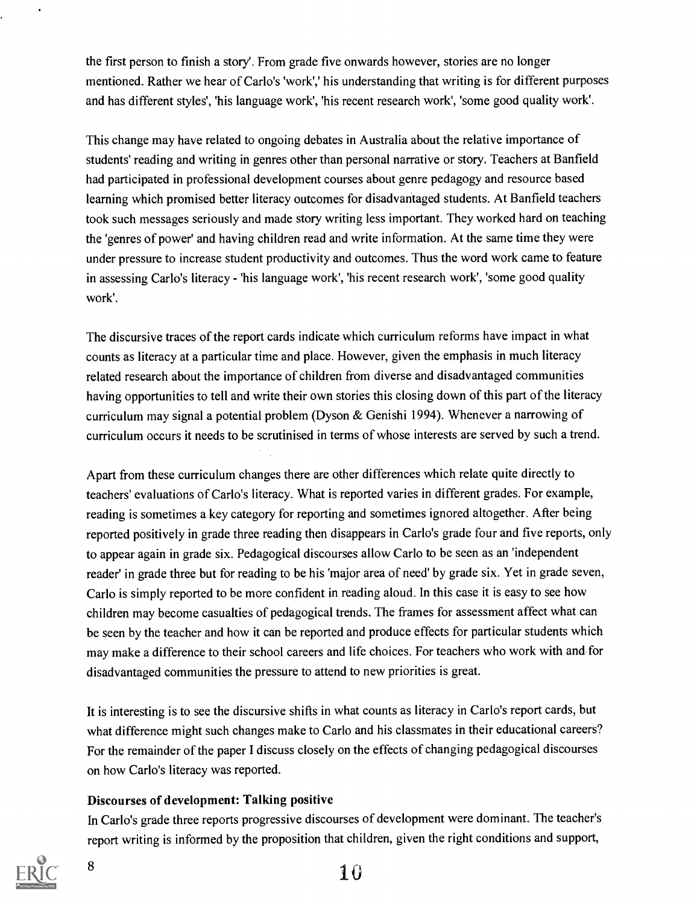the first person to finish a story'. From grade five onwards however, stories are no longer mentioned. Rather we hear of Carlo's 'work',' his understanding that writing is for different purposes and has different styles', 'his language work', 'his recent research work', 'some good quality work'.

This change may have related to ongoing debates in Australia about the relative importance of students' reading and writing in genres other than personal narrative or story. Teachers at Banfield had participated in professional development courses about genre pedagogy and resource based learning which promised better literacy outcomes for disadvantaged students. At Banfield teachers took such messages seriously and made story writing less important. They worked hard on teaching the 'genres of power' and having children read and write information. At the same time they were under pressure to increase student productivity and outcomes. Thus the word work came to feature in assessing Carlo's literacy - 'his language work', 'his recent research work', 'some good quality work'.

The discursive traces of the report cards indicate which curriculum reforms have impact in what counts as literacy at a particular time and place. However, given the emphasis in much literacy related research about the importance of children from diverse and disadvantaged communities having opportunities to tell and write their own stories this closing down of this part of the literacy curriculum may signal a potential problem (Dyson & Genishi 1994). Whenever a narrowing of curriculum occurs it needs to be scrutinised in terms of whose interests are served by such a trend.

Apart from these curriculum changes there are other differences which relate quite directly to teachers' evaluations of Carlo's literacy. What is reported varies in different grades. For example, reading is sometimes a key category for reporting and sometimes ignored altogether. After being reported positively in grade three reading then disappears in Carlo's grade four and five reports, only to appear again in grade six. Pedagogical discourses allow Carlo to be seen as an 'independent reader' in grade three but for reading to be his 'major area of need' by grade six. Yet in grade seven, Carlo is simply reported to be more confident in reading aloud. In this case it is easy to see how children may become casualties of pedagogical trends. The frames for assessment affect what can be seen by the teacher and how it can be reported and produce effects for particular students which may make a difference to their school careers and life choices. For teachers who work with and for disadvantaged communities the pressure to attend to new priorities is great.

It is interesting is to see the discursive shifts in what counts as literacy in Carlo's report cards, but what difference might such changes make to Carlo and his classmates in their educational careers? For the remainder of the paper I discuss closely on the effects of changing pedagogical discourses on how Carlo's literacy was reported.

### Discourses of development: Talking positive

In Carlo's grade three reports progressive discourses of development were dominant. The teacher's report writing is informed by the proposition that children, given the right conditions and support,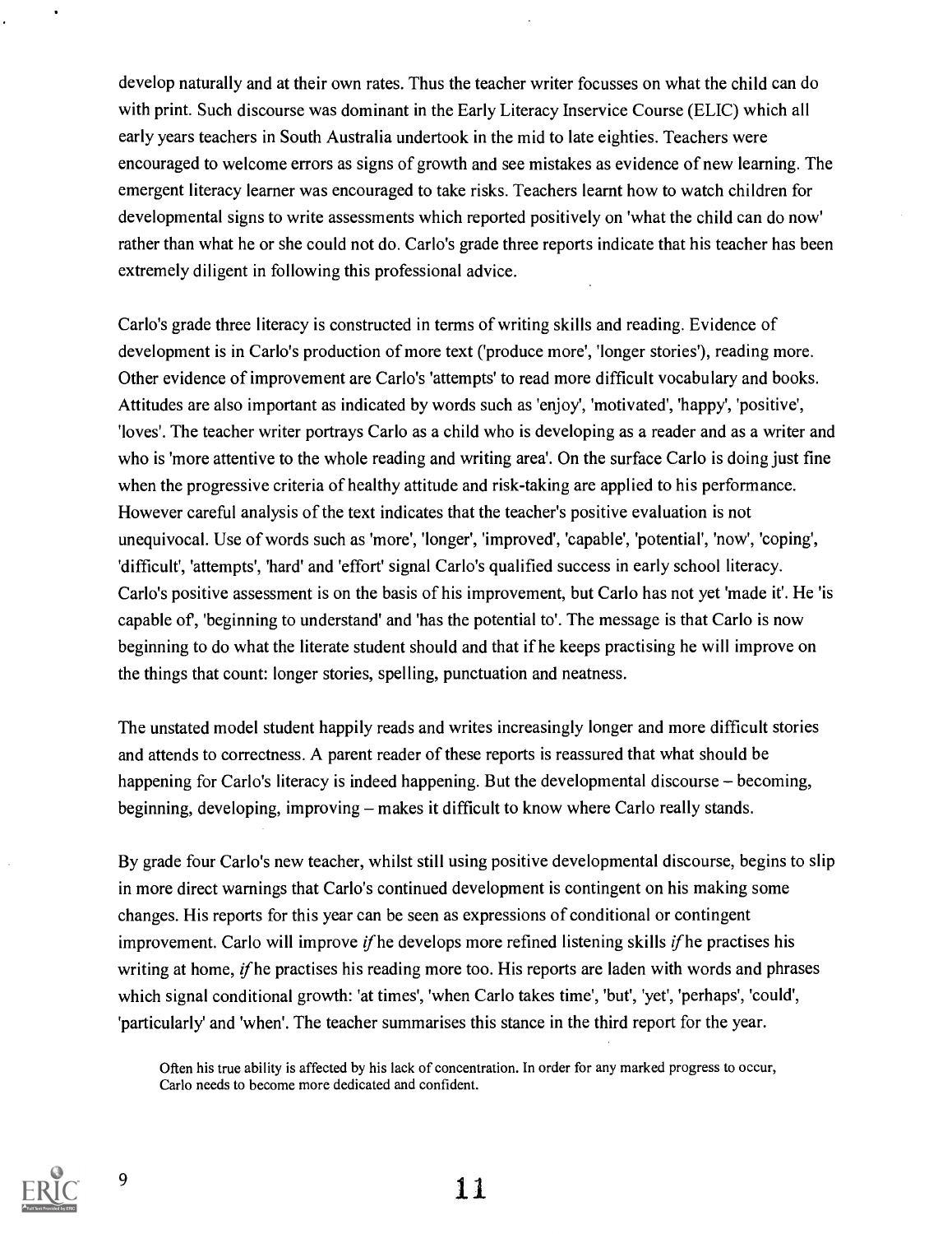develop naturally and at their own rates. Thus the teacher writer focusses on what the child can do with print. Such discourse was dominant in the Early Literacy Inservice Course (ELIC) which all early years teachers in South Australia undertook in the mid to late eighties. Teachers were encouraged to welcome errors as signs of growth and see mistakes as evidence of new learning. The emergent literacy learner was encouraged to take risks. Teachers learnt how to watch children for developmental signs to write assessments which reported positively on 'what the child can do now' rather than what he or she could not do. Carlo's grade three reports indicate that his teacher has been extremely diligent in following this professional advice.

Carlo's grade three literacy is constructed in terms of writing skills and reading. Evidence of development is in Carlo's production of more text ('produce more', 'longer stories'), reading more. Other evidence of improvement are Carlo's 'attempts' to read more difficult vocabulary and books. Attitudes are also important as indicated by words such as 'enjoy', 'motivated', 'happy', 'positive', 'loves'. The teacher writer portrays Carlo as a child who is developing as a reader and as a writer and who is 'more attentive to the whole reading and writing area'. On the surface Carlo is doing just fine when the progressive criteria of healthy attitude and risk-taking are applied to his performance. However careful analysis of the text indicates that the teacher's positive evaluation is not unequivocal. Use of words such as 'more', 'longer', 'improved', 'capable', 'potential', 'now', 'coping', 'difficult', 'attempts', 'hard' and 'effort' signal Carlo's qualified success in early school literacy. Carlo's positive assessment is on the basis of his improvement, but Carlo has not yet 'made it'. He 'is capable of', 'beginning to understand' and 'has the potential to'. The message is that Carlo is now beginning to do what the literate student should and that if he keeps practising he will improve on the things that count: longer stories, spelling, punctuation and neatness.

The unstated model student happily reads and writes increasingly longer and more difficult stories and attends to correctness. A parent reader of these reports is reassured that what should be happening for Carlo's literacy is indeed happening. But the developmental discourse – becoming, beginning, developing, improving – makes it difficult to know where Carlo really stands.

By grade four Carlo's new teacher, whilst still using positive developmental discourse, begins to slip in more direct warnings that Carlo's continued development is contingent on his making some changes. His reports for this year can be seen as expressions of conditional or contingent improvement. Carlo will improve *if* he develops more refined listening skills *if* he practises his writing at home, *if* he practises his reading more too. His reports are laden with words and phrases which signal conditional growth: 'at times', 'when Carlo takes time', 'but', 'yet', 'perhaps', 'could', 'particularly' and 'when'. The teacher summarises this stance in the third report for the year.

> Often his true ability is affected by his lack of concentration. In order for any marked progress to occur, Carlo needs to become more dedicated and confident.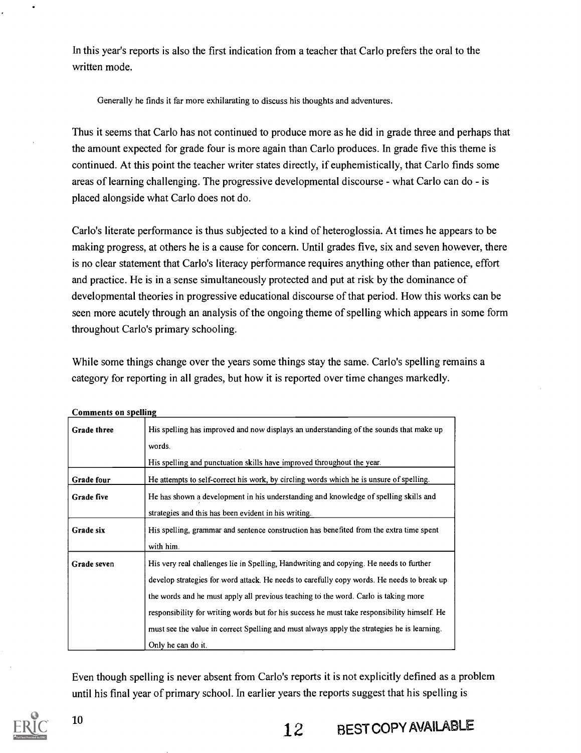In this year's reports is also the first indication from a teacher that Carlo prefers the oral to the written mode.

> Generally he finds it far more exhilarating to discuss his thoughts and adventures.

Thus it seems that Carlo has not continued to produce more as he did in grade three and perhaps that the amount expected for grade four is more again than Carlo produces. In grade five this theme is continued. At this point the teacher writer states directly, if euphemistically, that Carlo finds some areas of learning challenging. The progressive developmental discourse - what Carlo can do - is placed alongside what Carlo does not do.

Carlo's literate performance is thus subjected to a kind of heteroglossia. At times he appears to be making progress, at others he is a cause for concern. Until grades five, six and seven however, there is no clear statement that Carlo's literacy performance requires anything other than patience, effort and practice. He is in a sense simultaneously protected and put at risk by the dominance of developmental theories in progressive educational discourse of that period. How this works can be seen more acutely through an analysis of the ongoing theme of spelling which appears in some form throughout Carlo's primary schooling.

While some things change over the years some things stay the same. Carlo's spelling remains a category for reporting in all grades, but how it is reported over time changes markedly.

**Comments on spelling**

| | |
|---|---|
| **Grade three** | His spelling has improved and now displays an understanding of the sounds that make up words. His spelling and punctuation skills have improved throughout the year. |
| **Grade four** | He attempts to self-correct his work, by circling words which he is unsure of spelling. |
| **Grade five** | He has shown a development in his understanding and knowledge of spelling skills and strategies and this has been evident in his writing. |
| **Grade six** | His spelling, grammar and sentence construction has benefited from the extra time spent with him. |
| **Grade seven** | His very real challenges lie in Spelling, Handwriting and copying. He needs to further develop strategies for word attack. He needs to carefully copy words. He needs to break up the words and he must apply all previous teaching to the word. Carlo is taking more responsibility for writing words but for his success he must take responsibility himself. He must see the value in correct Spelling and must always apply the strategies he is learning. Only he can do it. |

Even though spelling is never absent from Carlo's reports it is not explicitly defined as a problem until his final year of primary school. In earlier years the reports suggest that his spelling is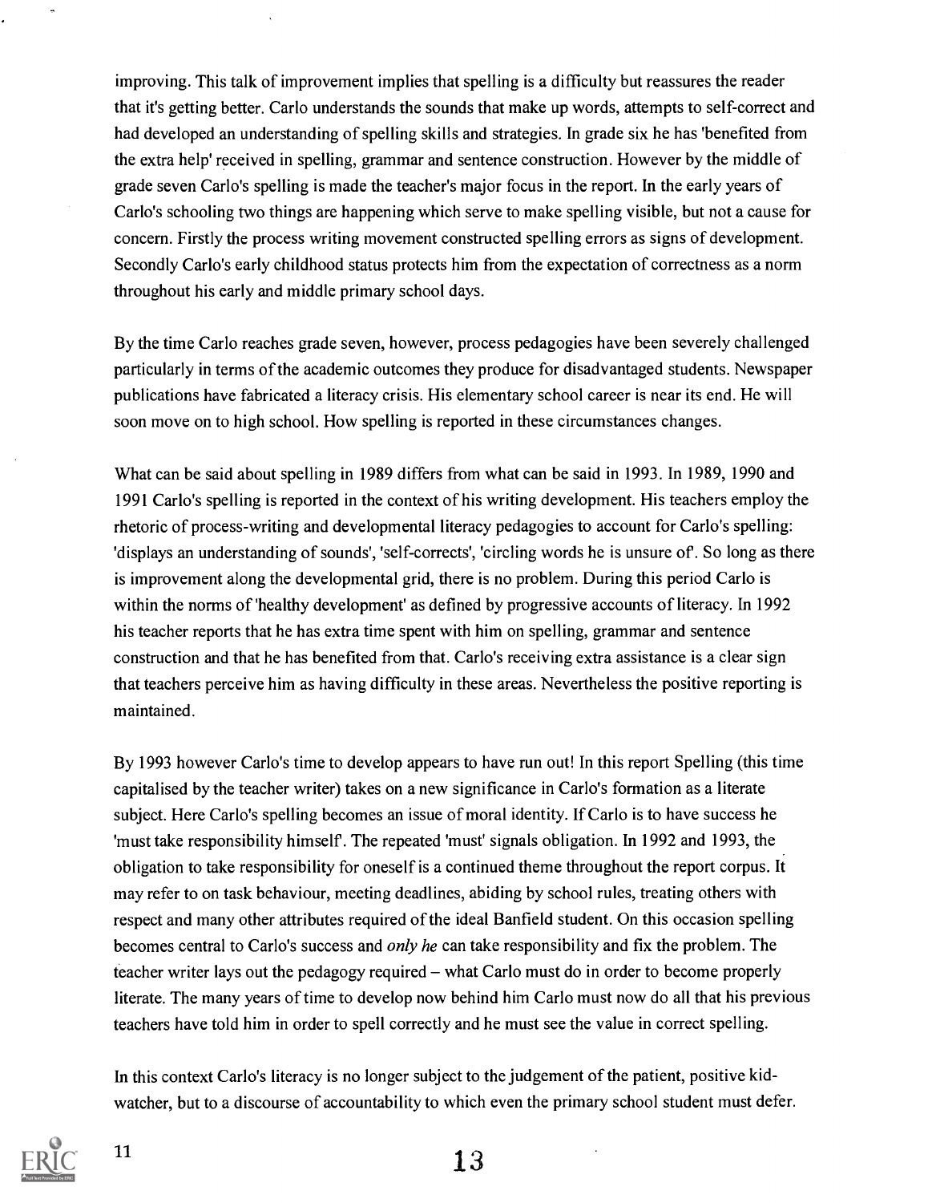improving. This talk of improvement implies that spelling is a difficulty but reassures the reader that it's getting better. Carlo understands the sounds that make up words, attempts to self-correct and had developed an understanding of spelling skills and strategies. In grade six he has 'benefited from the extra help' received in spelling, grammar and sentence construction. However by the middle of grade seven Carlo's spelling is made the teacher's major focus in the report. In the early years of Carlo's schooling two things are happening which serve to make spelling visible, but not a cause for concern. Firstly the process writing movement constructed spelling errors as signs of development. Secondly Carlo's early childhood status protects him from the expectation of correctness as a norm throughout his early and middle primary school days.

By the time Carlo reaches grade seven, however, process pedagogies have been severely challenged particularly in terms of the academic outcomes they produce for disadvantaged students. Newspaper publications have fabricated a literacy crisis. His elementary school career is near its end. He will soon move on to high school. How spelling is reported in these circumstances changes.

What can be said about spelling in 1989 differs from what can be said in 1993. In 1989, 1990 and 1991 Carlo's spelling is reported in the context of his writing development. His teachers employ the rhetoric of process-writing and developmental literacy pedagogies to account for Carlo's spelling: 'displays an understanding of sounds', 'self-corrects', 'circling words he is unsure of'. So long as there is improvement along the developmental grid, there is no problem. During this period Carlo is within the norms of 'healthy development' as defined by progressive accounts of literacy. In 1992 his teacher reports that he has extra time spent with him on spelling, grammar and sentence construction and that he has benefited from that. Carlo's receiving extra assistance is a clear sign that teachers perceive him as having difficulty in these areas. Nevertheless the positive reporting is maintained.

By 1993 however Carlo's time to develop appears to have run out! In this report Spelling (this time capitalised by the teacher writer) takes on a new significance in Carlo's formation as a literate subject. Here Carlo's spelling becomes an issue of moral identity. If Carlo is to have success he 'must take responsibility himself'. The repeated 'must' signals obligation. In 1992 and 1993, the obligation to take responsibility for oneself is a continued theme throughout the report corpus. It may refer to on task behaviour, meeting deadlines, abiding by school rules, treating others with respect and many other attributes required of the ideal Banfield student. On this occasion spelling becomes central to Carlo's success and *only he* can take responsibility and fix the problem. The teacher writer lays out the pedagogy required – what Carlo must do in order to become properly literate. The many years of time to develop now behind him Carlo must now do all that his previous teachers have told him in order to spell correctly and he must see the value in correct spelling.

In this context Carlo's literacy is no longer subject to the judgement of the patient, positive kid-watcher, but to a discourse of accountability to which even the primary school student must defer.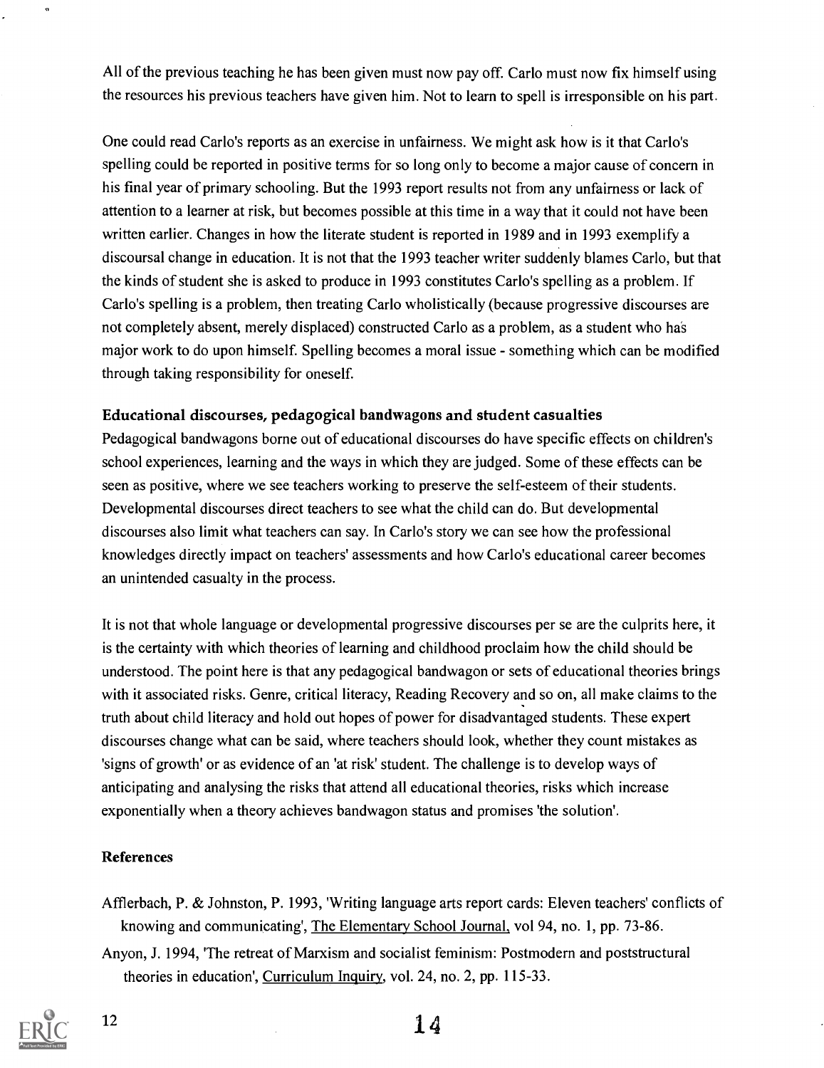All of the previous teaching he has been given must now pay off. Carlo must now fix himself using the resources his previous teachers have given him. Not to learn to spell is irresponsible on his part.

One could read Carlo's reports as an exercise in unfairness. We might ask how is it that Carlo's spelling could be reported in positive terms for so long only to become a major cause of concern in his final year of primary schooling. But the 1993 report results not from any unfairness or lack of attention to a learner at risk, but becomes possible at this time in a way that it could not have been written earlier. Changes in how the literate student is reported in 1989 and in 1993 exemplify a discoursal change in education. It is not that the 1993 teacher writer suddenly blames Carlo, but that the kinds of student she is asked to produce in 1993 constitutes Carlo's spelling as a problem. If Carlo's spelling is a problem, then treating Carlo wholistically (because progressive discourses are not completely absent, merely displaced) constructed Carlo as a problem, as a student who has major work to do upon himself. Spelling becomes a moral issue - something which can be modified through taking responsibility for oneself.

### Educational discourses, pedagogical bandwagons and student casualties

Pedagogical bandwagons borne out of educational discourses do have specific effects on children's school experiences, learning and the ways in which they are judged. Some of these effects can be seen as positive, where we see teachers working to preserve the self-esteem of their students. Developmental discourses direct teachers to see what the child can do. But developmental discourses also limit what teachers can say. In Carlo's story we can see how the professional knowledges directly impact on teachers' assessments and how Carlo's educational career becomes an unintended casualty in the process.

It is not that whole language or developmental progressive discourses per se are the culprits here, it is the certainty with which theories of learning and childhood proclaim how the child should be understood. The point here is that any pedagogical bandwagon or sets of educational theories brings with it associated risks. Genre, critical literacy, Reading Recovery and so on, all make claims to the truth about child literacy and hold out hopes of power for disadvantaged students. These expert discourses change what can be said, where teachers should look, whether they count mistakes as 'signs of growth' or as evidence of an 'at risk' student. The challenge is to develop ways of anticipating and analysing the risks that attend all educational theories, risks which increase exponentially when a theory achieves bandwagon status and promises 'the solution'.

### References

Afflerbach, P. & Johnston, P. 1993, 'Writing language arts report cards: Eleven teachers' conflicts of knowing and communicating', The Elementary School Journal, vol 94, no. 1, pp. 73-86.

Anyon, J. 1994, 'The retreat of Marxism and socialist feminism: Postmodern and poststructural theories in education', Curriculum Inquiry, vol. 24, no. 2, pp. 115-33.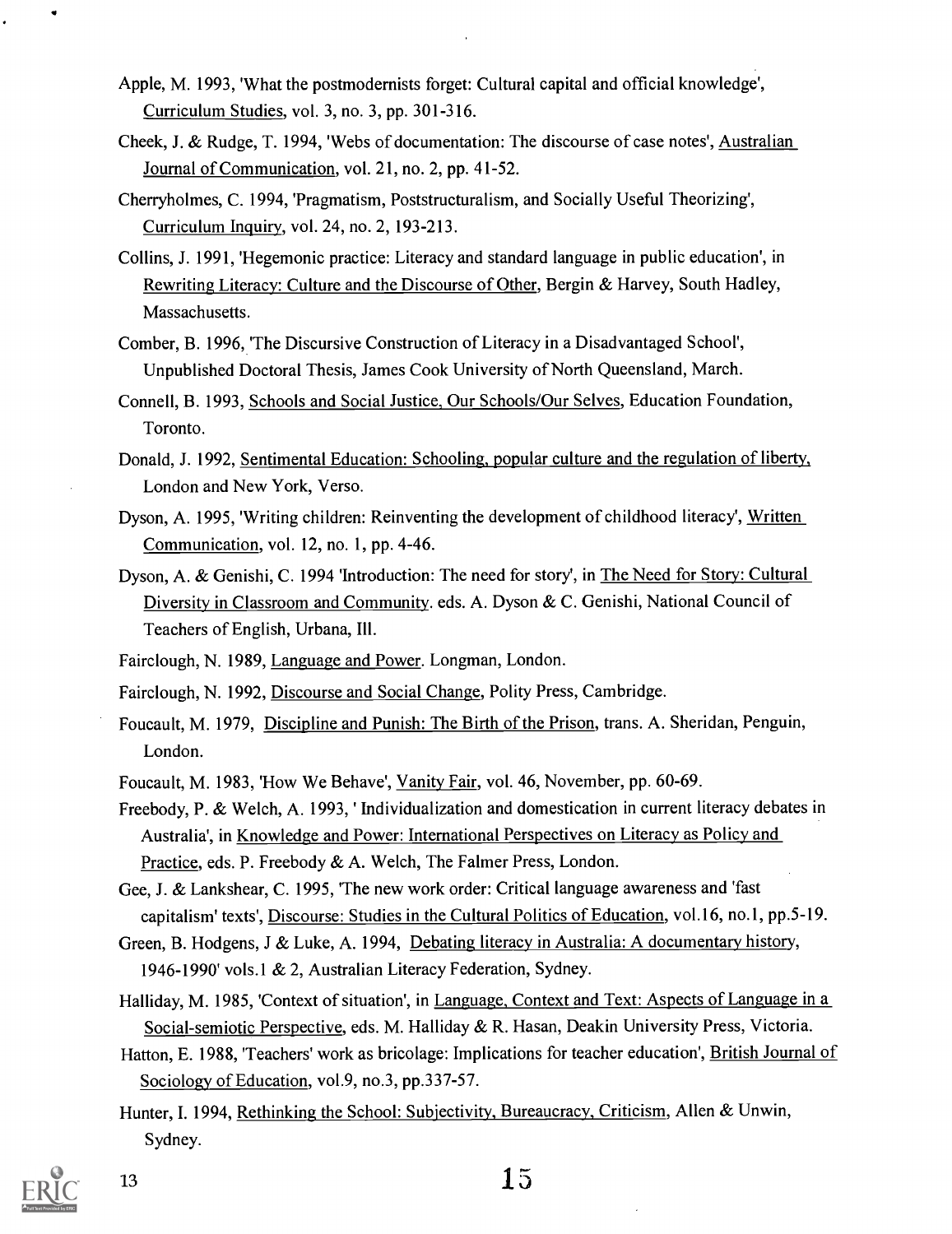Apple, M. 1993, 'What the postmodernists forget: Cultural capital and official knowledge', Curriculum Studies, vol. 3, no. 3, pp. 301-316.

Cheek, J. & Rudge, T. 1994, 'Webs of documentation: The discourse of case notes', Australian Journal of Communication, vol. 21, no. 2, pp. 41-52.

Cherryholmes, C. 1994, 'Pragmatism, Poststructuralism, and Socially Useful Theorizing', Curriculum Inquiry, vol. 24, no. 2, 193-213.

Collins, J. 1991, 'Hegemonic practice: Literacy and standard language in public education', in Rewriting Literacy: Culture and the Discourse of Other, Bergin & Harvey, South Hadley, Massachusetts.

Comber, B. 1996, 'The Discursive Construction of Literacy in a Disadvantaged School', Unpublished Doctoral Thesis, James Cook University of North Queensland, March.

Connell, B. 1993, Schools and Social Justice. Our Schools/Our Selves, Education Foundation, Toronto.

Donald, J. 1992, Sentimental Education: Schooling, popular culture and the regulation of liberty, London and New York, Verso.

Dyson, A. 1995, 'Writing children: Reinventing the development of childhood literacy', Written Communication, vol. 12, no. 1, pp. 4-46.

Dyson, A. & Genishi, C. 1994 'Introduction: The need for story', in The Need for Story: Cultural Diversity in Classroom and Community. eds. A. Dyson & C. Genishi, National Council of Teachers of English, Urbana, Ill.

Fairclough, N. 1989, Language and Power. Longman, London.

Fairclough, N. 1992, Discourse and Social Change, Polity Press, Cambridge.

Foucault, M. 1979, Discipline and Punish: The Birth of the Prison, trans. A. Sheridan, Penguin, London.

Foucault, M. 1983, 'How We Behave', Vanity Fair, vol. 46, November, pp. 60-69.

Freebody, P. & Welch, A. 1993, ' Individualization and domestication in current literacy debates in Australia', in Knowledge and Power: International Perspectives on Literacy as Policy and Practice, eds. P. Freebody & A. Welch, The Falmer Press, London.

Gee, J. & Lankshear, C. 1995, 'The new work order: Critical language awareness and 'fast capitalism' texts', Discourse: Studies in the Cultural Politics of Education, vol.16, no.1, pp.5-19.

Green, B. Hodgens, J & Luke, A. 1994, Debating literacy in Australia: A documentary history, 1946-1990' vols.1 & 2, Australian Literacy Federation, Sydney.

Halliday, M. 1985, 'Context of situation', in Language, Context and Text: Aspects of Language in a Social-semiotic Perspective, eds. M. Halliday & R. Hasan, Deakin University Press, Victoria.

Hatton, E. 1988, 'Teachers' work as bricolage: Implications for teacher education', British Journal of Sociology of Education, vol.9, no.3, pp.337-57.

Hunter, I. 1994, Rethinking the School: Subjectivity, Bureaucracy, Criticism, Allen & Unwin, Sydney.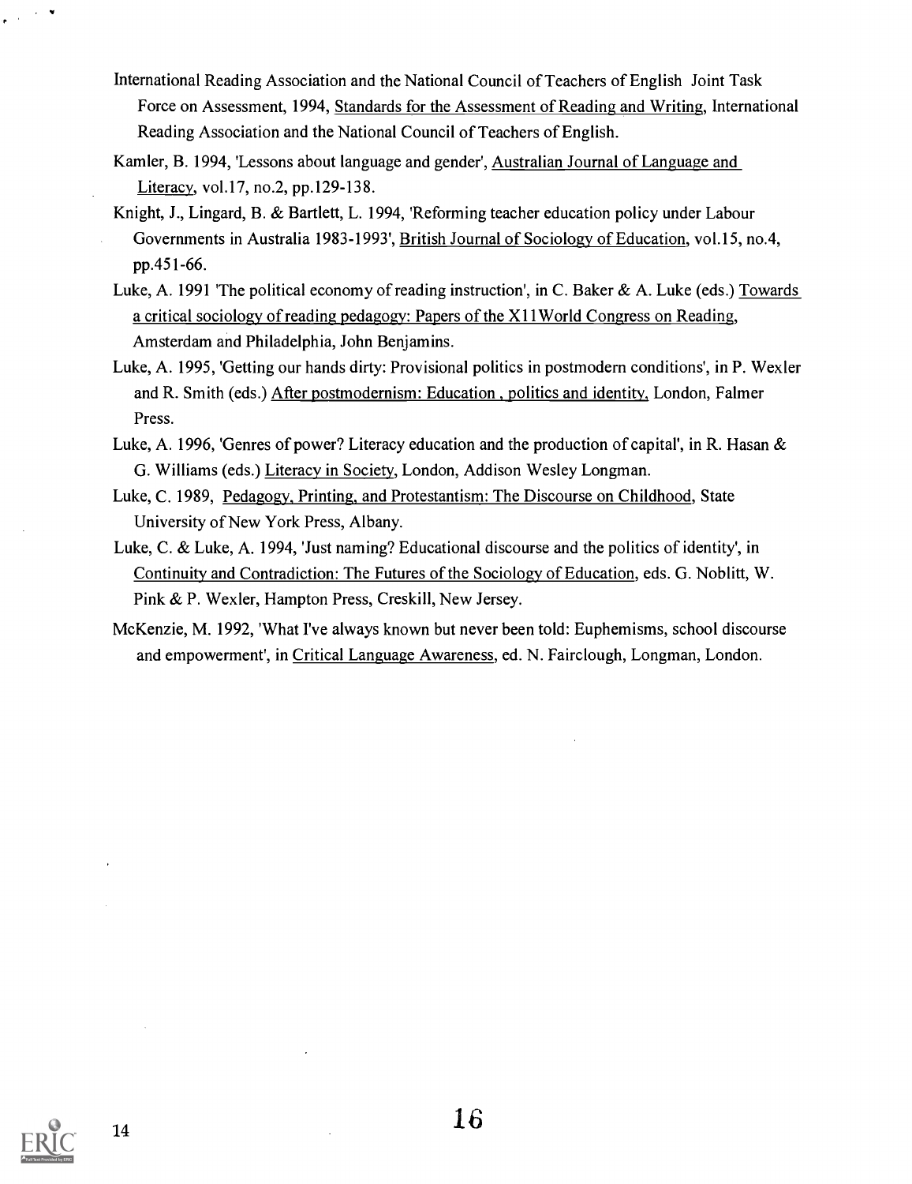International Reading Association and the National Council of Teachers of English Joint Task Force on Assessment, 1994, Standards for the Assessment of Reading and Writing, International Reading Association and the National Council of Teachers of English.

Kamler, B. 1994, 'Lessons about language and gender', Australian Journal of Language and Literacy, vol.17, no.2, pp.129-138.

Knight, J., Lingard, B. & Bartlett, L. 1994, 'Reforming teacher education policy under Labour Governments in Australia 1983-1993', British Journal of Sociology of Education, vol.15, no.4, pp.451-66.

Luke, A. 1991 'The political economy of reading instruction', in C. Baker & A. Luke (eds.) Towards a critical sociology of reading pedagogy: Papers of the X11World Congress on Reading, Amsterdam and Philadelphia, John Benjamins.

Luke, A. 1995, 'Getting our hands dirty: Provisional politics in postmodern conditions', in P. Wexler and R. Smith (eds.) After postmodernism: Education , politics and identity, London, Falmer Press.

Luke, A. 1996, 'Genres of power? Literacy education and the production of capital', in R. Hasan & G. Williams (eds.) Literacy in Society, London, Addison Wesley Longman.

Luke, C. 1989, Pedagogy, Printing, and Protestantism: The Discourse on Childhood, State University of New York Press, Albany.

Luke, C. & Luke, A. 1994, 'Just naming? Educational discourse and the politics of identity', in Continuity and Contradiction: The Futures of the Sociology of Education, eds. G. Noblitt, W. Pink & P. Wexler, Hampton Press, Creskill, New Jersey.

McKenzie, M. 1992, 'What I've always known but never been told: Euphemisms, school discourse and empowerment', in Critical Language Awareness, ed. N. Fairclough, Longman, London.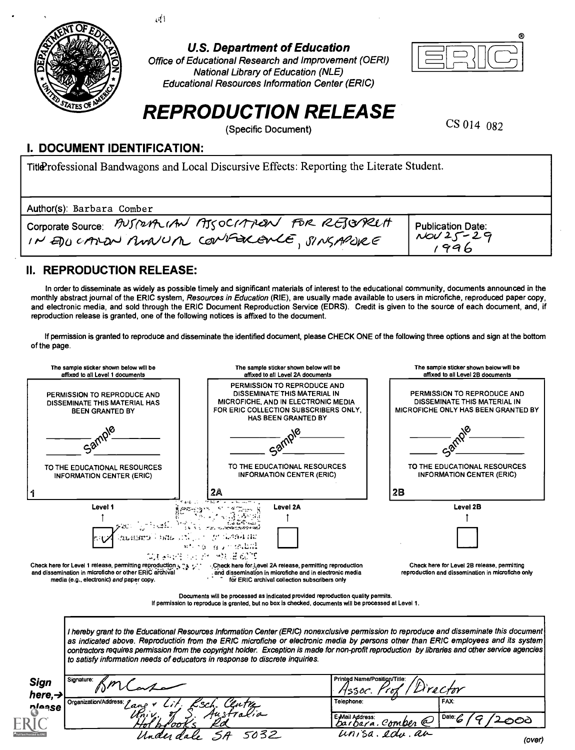# U.S. Department of Education

Office of Educational Research and Improvement (OERI)
National Library of Education (NLE)
Educational Resources Information Center (ERIC)

# REPRODUCTION RELEASE

(Specific Document)

CS 014 082

## I. DOCUMENT IDENTIFICATION:

Title: Professional Bandwagons and Local Discursive Effects: Reporting the Literate Student.

Author(s): Barbara Comber

Corporate Source: AUSTRALIAN ASSOCIATION FOR RESEARCH IN EDUCATION ANNUAL CONFERENCE, SINGAPORE

Publication Date: NOV 25-29 1996

## II. REPRODUCTION RELEASE:

In order to disseminate as widely as possible timely and significant materials of interest to the educational community, documents announced in the monthly abstract journal of the ERIC system, *Resources in Education* (RIE), are usually made available to users in microfiche, reproduced paper copy, and electronic media, and sold through the ERIC Document Reproduction Service (EDRS). Credit is given to the source of each document, and, if reproduction release is granted, one of the following notices is affixed to the document.

If permission is granted to reproduce and disseminate the identified document, please CHECK ONE of the following three options and sign at the bottom of the page.

| The sample sticker shown below will be affixed to all Level 1 documents | The sample sticker shown below will be affixed to all Level 2A documents | The sample sticker shown below will be affixed to all Level 2B documents |
|---|---|---|
| PERMISSION TO REPRODUCE AND DISSEMINATE THIS MATERIAL HAS BEEN GRANTED BY ___ Sample ___ TO THE EDUCATIONAL RESOURCES INFORMATION CENTER (ERIC) | PERMISSION TO REPRODUCE AND DISSEMINATE THIS MATERIAL IN MICROFICHE, AND IN ELECTRONIC MEDIA FOR ERIC COLLECTION SUBSCRIBERS ONLY, HAS BEEN GRANTED BY ___ Sample ___ TO THE EDUCATIONAL RESOURCES INFORMATION CENTER (ERIC) | PERMISSION TO REPRODUCE AND DISSEMINATE THIS MATERIAL IN MICROFICHE ONLY HAS BEEN GRANTED BY ___ Sample ___ TO THE EDUCATIONAL RESOURCES INFORMATION CENTER (ERIC) |
| 1 | 2A | 2B |
| Level 1 | Level 2A | Level 2B |
| [✓] | [ ] | [ ] |
| Check here for Level 1 release, permitting reproduction and dissemination in microfiche or other ERIC archival media (e.g., electronic) *and* paper copy. | Check here for Level 2A release, permitting reproduction and dissemination in microfiche and in electronic media for ERIC archival collection subscribers only | Check here for Level 2B release, permitting reproduction and dissemination in microfiche only |

Documents will be processed as indicated provided reproduction quality permits.
If permission to reproduce is granted, but no box is checked, documents will be processed at Level 1.

*I hereby grant to the Educational Resources Information Center (ERIC) nonexclusive permission to reproduce and disseminate this document as indicated above. Reproduction from the ERIC microfiche or electronic media by persons other than ERIC employees and its system contractors requires permission from the copyright holder. Exception is made for non-profit reproduction by libraries and other service agencies to satisfy information needs of educators in response to discrete inquiries.*

**Sign here, → please**

| Signature: B M Comber | Printed Name/Position/Title: Assoc. Prof / Director | |
|---|---|---|
| Organization/Address: Lang + Lit. Rsch. Centre, Univ. of S. Australia, Holbrooks Rd, Underdale SA 5032 | Telephone: | FAX: |
| | E-Mail Address: barbara.comber@unisa.edu.au | Date: 6/9/2000 |

(over)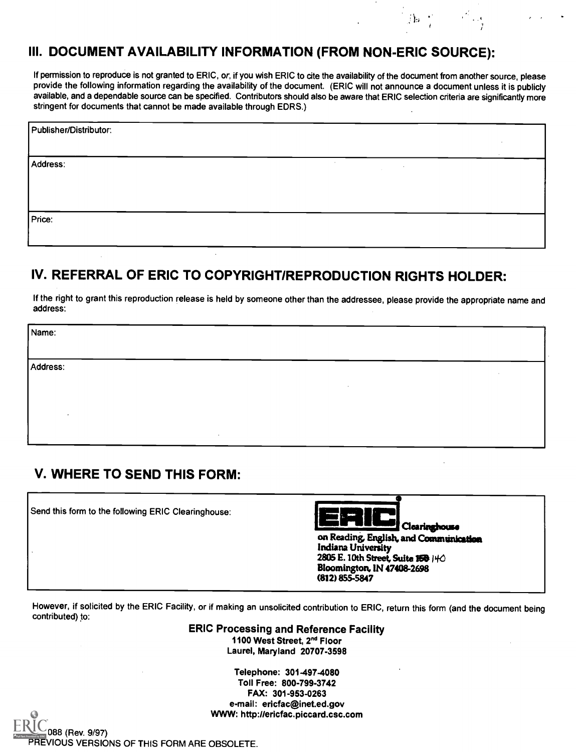## III. DOCUMENT AVAILABILITY INFORMATION (FROM NON-ERIC SOURCE):

If permission to reproduce is not granted to ERIC, or, if you wish ERIC to cite the availability of the document from another source, please provide the following information regarding the availability of the document. (ERIC will not announce a document unless it is publicly available, and a dependable source can be specified. Contributors should also be aware that ERIC selection criteria are significantly more stringent for documents that cannot be made available through EDRS.)

Publisher/Distributor:

Address:

Price:

## IV. REFERRAL OF ERIC TO COPYRIGHT/REPRODUCTION RIGHTS HOLDER:

If the right to grant this reproduction release is held by someone other than the addressee, please provide the appropriate name and address:

Name:

Address:

## V. WHERE TO SEND THIS FORM:

Send this form to the following ERIC Clearinghouse:

**ERIC Clearinghouse on Reading, English, and Communication**
**Indiana University**
**2805 E. 10th Street, Suite ~~150~~ 140**
**Bloomington, IN 47408-2698**
**(812) 855-5847**

However, if solicited by the ERIC Facility, or if making an unsolicited contribution to ERIC, return this form (and the document being contributed) to:

**ERIC Processing and Reference Facility**
**1100 West Street, 2nd Floor**
**Laurel, Maryland 20707-3598**

**Telephone: 301-497-4080**
**Toll Free: 800-799-3742**
**FAX: 301-953-0263**
**e-mail: ericfac@inet.ed.gov**
**WWW: http://ericfac.piccard.csc.com**

088 (Rev. 9/97)
PREVIOUS VERSIONS OF THIS FORM ARE OBSOLETE.